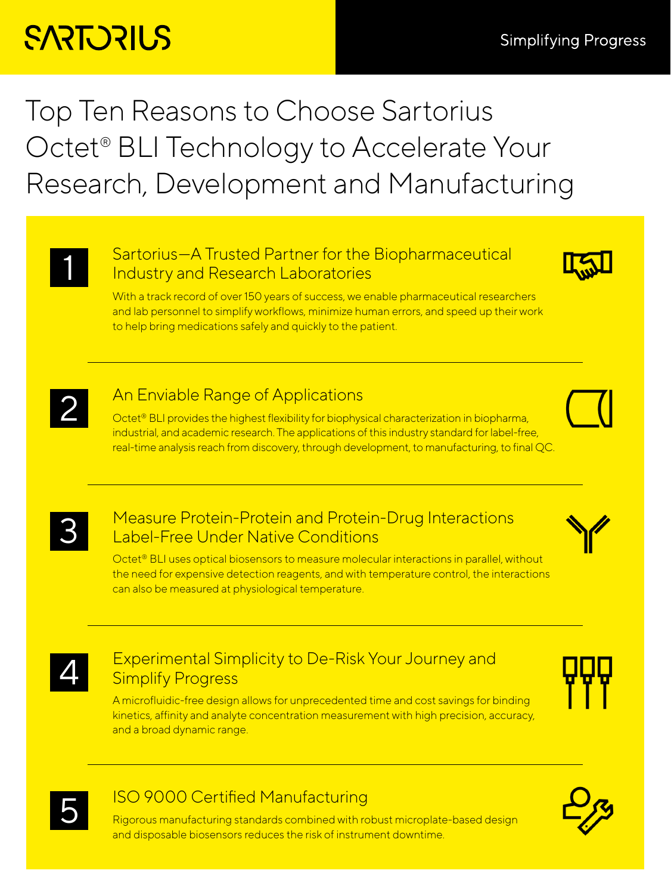SARTORIUS

Simplifying Progress

# Top Ten Reasons to Choose Sartorius Octet® BLI Technology to Accelerate Your Research, Development and Manufacturing

## 1 Sartorius—A Trusted Partner for the Biopharmaceutical Industry and Research Laboratories

With a track record of over 150 years of success, we enable pharmaceutical researchers and lab personnel to simplify workflows, minimize human errors, and speed up their work to help bring medications safely and quickly to the patient.

## 2 An Enviable Range of Applications

Octet® BLI provides the highest flexibility for biophysical characterization in biopharma, industrial, and academic research. The applications of this industry standard for label-free, real-time analysis reach from discovery, through development, to manufacturing, to final QC.

## 3 Measure Protein-Protein and Protein-Drug Interactions Label-Free Under Native Conditions

Octet® BLI uses optical biosensors to measure molecular interactions in parallel, without the need for expensive detection reagents, and with temperature control, the interactions can also be measured at physiological temperature.

## 4 Experimental Simplicity to De-Risk Your Journey and Simplify Progress

A microfluidic-free design allows for unprecedented time and cost savings for binding kinetics, affinity and analyte concentration measurement with high precision, accuracy, and a broad dynamic range.

## 5 ISO 9000 Certified Manufacturing

Rigorous manufacturing standards combined with robust microplate-based design and disposable biosensors reduces the risk of instrument downtime.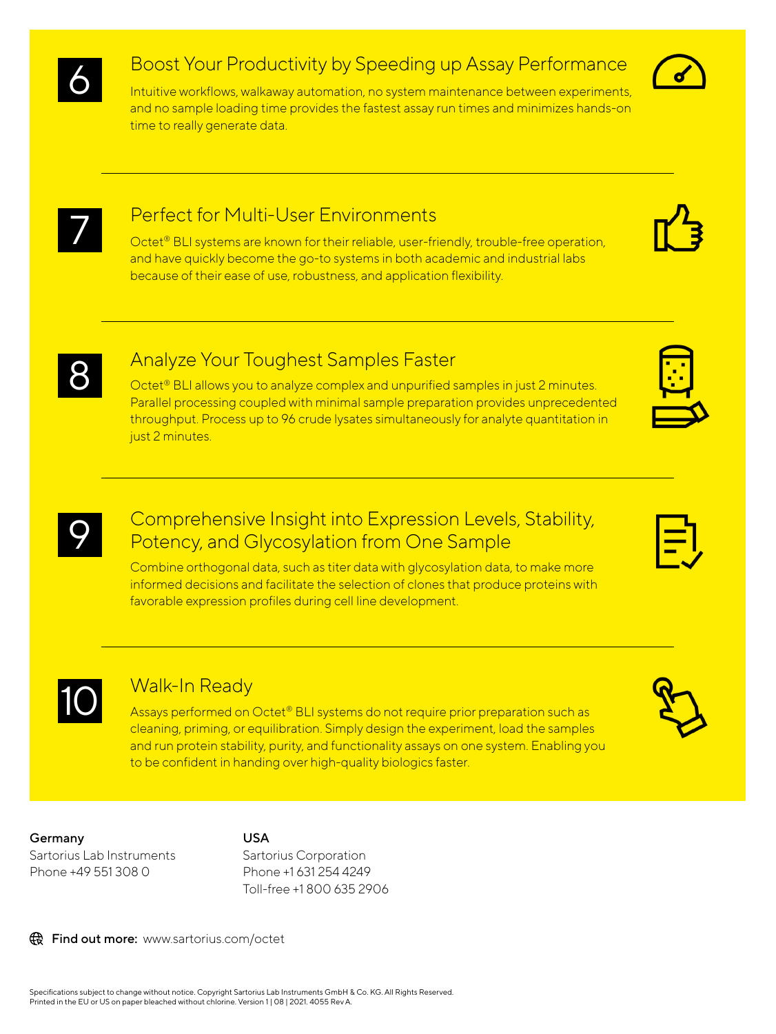## 6 Boost Your Productivity by Speeding up Assay Performance

Intuitive workflows, walkaway automation, no system maintenance between experiments, and no sample loading time provides the fastest assay run times and minimizes hands-on time to really generate data.

## 7 Perfect for Multi-User Environments

Octet® BLI systems are known for their reliable, user-friendly, trouble-free operation, and have quickly become the go-to systems in both academic and industrial labs because of their ease of use, robustness, and application flexibility.

## 8 Analyze Your Toughest Samples Faster

Octet® BLI allows you to analyze complex and unpurified samples in just 2 minutes. Parallel processing coupled with minimal sample preparation provides unprecedented throughput. Process up to 96 crude lysates simultaneously for analyte quantitation in just 2 minutes.

## 9 Comprehensive Insight into Expression Levels, Stability, Potency, and Glycosylation from One Sample

Combine orthogonal data, such as titer data with glycosylation data, to make more informed decisions and facilitate the selection of clones that produce proteins with favorable expression profiles during cell line development.

## 10 Walk-In Ready

Assays performed on Octet® BLI systems do not require prior preparation such as cleaning, priming, or equilibration. Simply design the experiment, load the samples and run protein stability, purity, and functionality assays on one system. Enabling you to be confident in handing over high-quality biologics faster.

**Germany**
Sartorius Lab Instruments
Phone +49 551 308 0

**USA**
Sartorius Corporation
Phone +1 631 254 4249
Toll-free +1 800 635 2906

**Find out more:** www.sartorius.com/octet

Specifications subject to change without notice. Copyright Sartorius Lab Instruments GmbH & Co. KG. All Rights Reserved.
Printed in the EU or US on paper bleached without chlorine. Version 1 | 08 | 2021. 4055 Rev A.